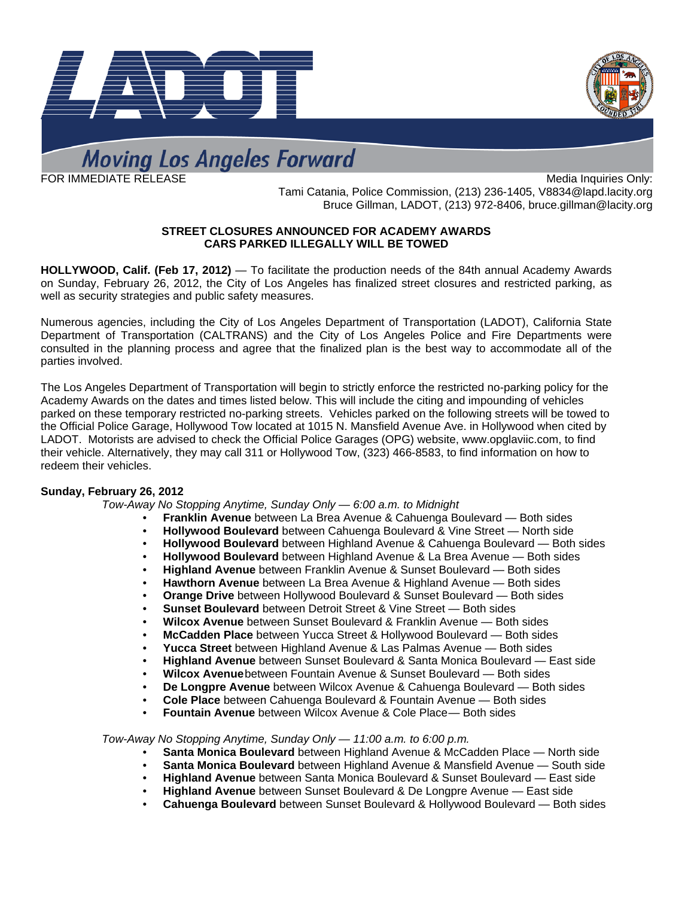Moving Los Angeles Forward

FOR IMMEDIATE RELEASE

Media Inquiries Only:
Tami Catania, Police Commission, (213) 236-1405, V8834@lapd.lacity.org
Bruce Gillman, LADOT, (213) 972-8406, bruce.gillman@lacity.org

**STREET CLOSURES ANNOUNCED FOR ACADEMY AWARDS**
**CARS PARKED ILLEGALLY WILL BE TOWED**

**HOLLYWOOD, Calif. (Feb 17, 2012)** — To facilitate the production needs of the 84th annual Academy Awards on Sunday, February 26, 2012, the City of Los Angeles has finalized street closures and restricted parking, as well as security strategies and public safety measures.

Numerous agencies, including the City of Los Angeles Department of Transportation (LADOT), California State Department of Transportation (CALTRANS) and the City of Los Angeles Police and Fire Departments were consulted in the planning process and agree that the finalized plan is the best way to accommodate all of the parties involved.

The Los Angeles Department of Transportation will begin to strictly enforce the restricted no-parking policy for the Academy Awards on the dates and times listed below. This will include the citing and impounding of vehicles parked on these temporary restricted no-parking streets. Vehicles parked on the following streets will be towed to the Official Police Garage, Hollywood Tow located at 1015 N. Mansfield Avenue Ave. in Hollywood when cited by LADOT. Motorists are advised to check the Official Police Garages (OPG) website, www.opglaviic.com, to find their vehicle. Alternatively, they may call 311 or Hollywood Tow, (323) 466-8583, to find information on how to redeem their vehicles.

**Sunday, February 26, 2012**

*Tow-Away No Stopping Anytime, Sunday Only — 6:00 a.m. to Midnight*

- **Franklin Avenue** between La Brea Avenue & Cahuenga Boulevard — Both sides
- **Hollywood Boulevard** between Cahuenga Boulevard & Vine Street — North side
- **Hollywood Boulevard** between Highland Avenue & Cahuenga Boulevard — Both sides
- **Hollywood Boulevard** between Highland Avenue & La Brea Avenue — Both sides
- **Highland Avenue** between Franklin Avenue & Sunset Boulevard — Both sides
- **Hawthorn Avenue** between La Brea Avenue & Highland Avenue — Both sides
- **Orange Drive** between Hollywood Boulevard & Sunset Boulevard — Both sides
- **Sunset Boulevard** between Detroit Street & Vine Street — Both sides
- **Wilcox Avenue** between Sunset Boulevard & Franklin Avenue — Both sides
- **McCadden Place** between Yucca Street & Hollywood Boulevard — Both sides
- **Yucca Street** between Highland Avenue & Las Palmas Avenue — Both sides
- **Highland Avenue** between Sunset Boulevard & Santa Monica Boulevard — East side
- **Wilcox Avenue** between Fountain Avenue & Sunset Boulevard — Both sides
- **De Longpre Avenue** between Wilcox Avenue & Cahuenga Boulevard — Both sides
- **Cole Place** between Cahuenga Boulevard & Fountain Avenue — Both sides
- **Fountain Avenue** between Wilcox Avenue & Cole Place — Both sides

*Tow-Away No Stopping Anytime, Sunday Only — 11:00 a.m. to 6:00 p.m.*

- **Santa Monica Boulevard** between Highland Avenue & McCadden Place — North side
- **Santa Monica Boulevard** between Highland Avenue & Mansfield Avenue — South side
- **Highland Avenue** between Santa Monica Boulevard & Sunset Boulevard — East side
- **Highland Avenue** between Sunset Boulevard & De Longpre Avenue — East side
- **Cahuenga Boulevard** between Sunset Boulevard & Hollywood Boulevard — Both sides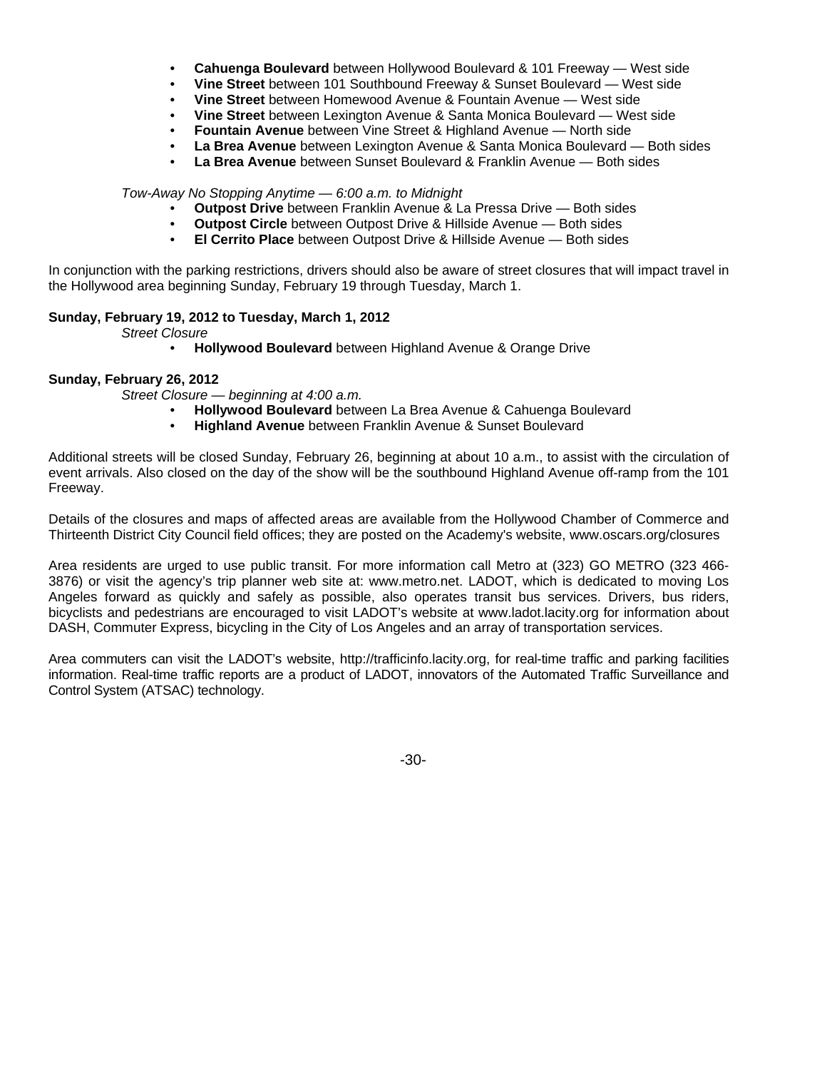- **Cahuenga Boulevard** between Hollywood Boulevard & 101 Freeway — West side
- **Vine Street** between 101 Southbound Freeway & Sunset Boulevard — West side
- **Vine Street** between Homewood Avenue & Fountain Avenue — West side
- **Vine Street** between Lexington Avenue & Santa Monica Boulevard — West side
- **Fountain Avenue** between Vine Street & Highland Avenue — North side
- **La Brea Avenue** between Lexington Avenue & Santa Monica Boulevard — Both sides
- **La Brea Avenue** between Sunset Boulevard & Franklin Avenue — Both sides

*Tow-Away No Stopping Anytime — 6:00 a.m. to Midnight*

- **Outpost Drive** between Franklin Avenue & La Pressa Drive — Both sides
- **Outpost Circle** between Outpost Drive & Hillside Avenue — Both sides
- **El Cerrito Place** between Outpost Drive & Hillside Avenue — Both sides

In conjunction with the parking restrictions, drivers should also be aware of street closures that will impact travel in the Hollywood area beginning Sunday, February 19 through Tuesday, March 1.

**Sunday, February 19, 2012 to Tuesday, March 1, 2012**

*Street Closure*

- **Hollywood Boulevard** between Highland Avenue & Orange Drive

**Sunday, February 26, 2012**

*Street Closure — beginning at 4:00 a.m.*

- **Hollywood Boulevard** between La Brea Avenue & Cahuenga Boulevard
- **Highland Avenue** between Franklin Avenue & Sunset Boulevard

Additional streets will be closed Sunday, February 26, beginning at about 10 a.m., to assist with the circulation of event arrivals. Also closed on the day of the show will be the southbound Highland Avenue off-ramp from the 101 Freeway.

Details of the closures and maps of affected areas are available from the Hollywood Chamber of Commerce and Thirteenth District City Council field offices; they are posted on the Academy's website, www.oscars.org/closures

Area residents are urged to use public transit. For more information call Metro at (323) GO METRO (323 466-3876) or visit the agency's trip planner web site at: www.metro.net. LADOT, which is dedicated to moving Los Angeles forward as quickly and safely as possible, also operates transit bus services. Drivers, bus riders, bicyclists and pedestrians are encouraged to visit LADOT's website at www.ladot.lacity.org for information about DASH, Commuter Express, bicycling in the City of Los Angeles and an array of transportation services.

Area commuters can visit the LADOT's website, http://trafficinfo.lacity.org, for real-time traffic and parking facilities information. Real-time traffic reports are a product of LADOT, innovators of the Automated Traffic Surveillance and Control System (ATSAC) technology.

-30-